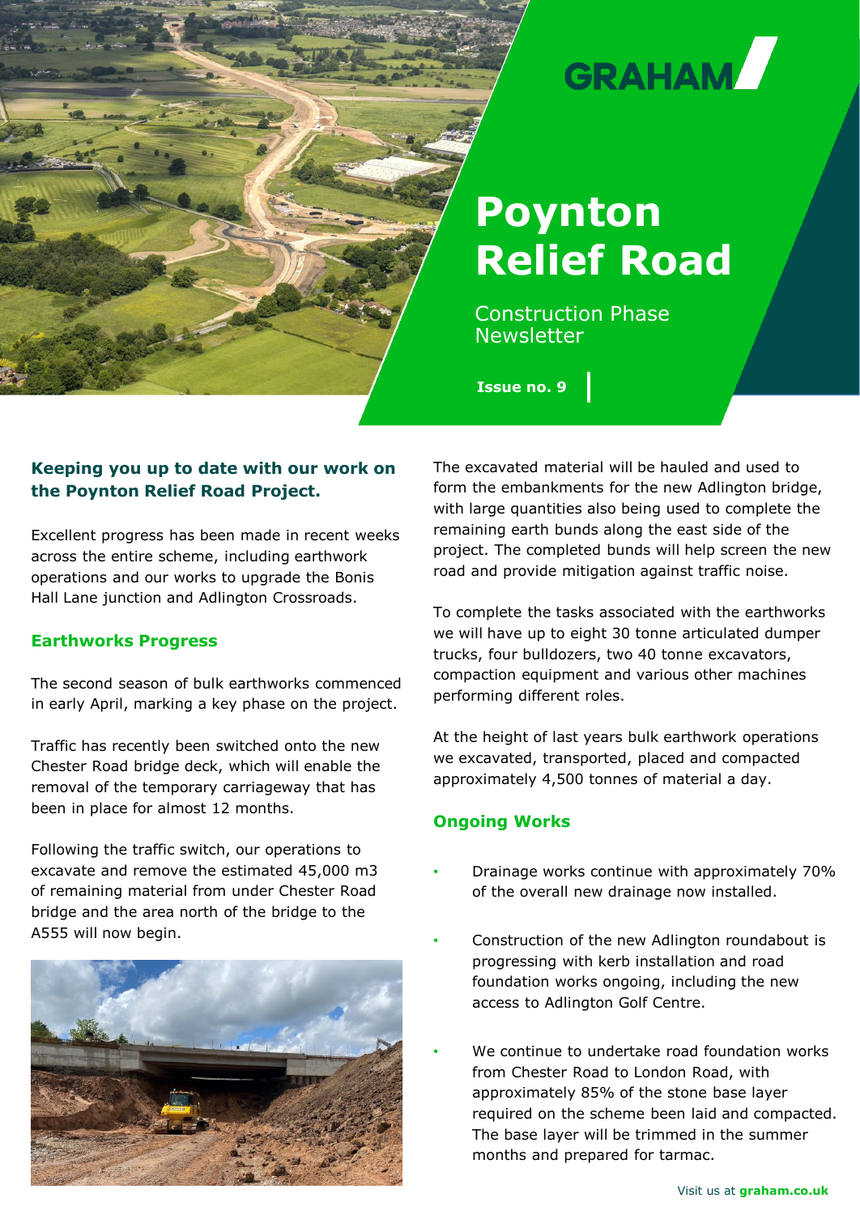GRAHAM

# Poynton Relief Road

Construction Phase Newsletter

**Issue no. 9**

### Keeping you up to date with our work on the Poynton Relief Road Project.

Excellent progress has been made in recent weeks across the entire scheme, including earthwork operations and our works to upgrade the Bonis Hall Lane junction and Adlington Crossroads.

## Earthworks Progress

The second season of bulk earthworks commenced in early April, marking a key phase on the project.

Traffic has recently been switched onto the new Chester Road bridge deck, which will enable the removal of the temporary carriageway that has been in place for almost 12 months.

Following the traffic switch, our operations to excavate and remove the estimated 45,000 m3 of remaining material from under Chester Road bridge and the area north of the bridge to the A555 will now begin.

The excavated material will be hauled and used to form the embankments for the new Adlington bridge, with large quantities also being used to complete the remaining earth bunds along the east side of the project. The completed bunds will help screen the new road and provide mitigation against traffic noise.

To complete the tasks associated with the earthworks we will have up to eight 30 tonne articulated dumper trucks, four bulldozers, two 40 tonne excavators, compaction equipment and various other machines performing different roles.

At the height of last years bulk earthwork operations we excavated, transported, placed and compacted approximately 4,500 tonnes of material a day.

## Ongoing Works

- Drainage works continue with approximately 70% of the overall new drainage now installed.
- Construction of the new Adlington roundabout is progressing with kerb installation and road foundation works ongoing, including the new access to Adlington Golf Centre.
- We continue to undertake road foundation works from Chester Road to London Road, with approximately 85% of the stone base layer required on the scheme been laid and compacted. The base layer will be trimmed in the summer months and prepared for tarmac.

Visit us at **graham.co.uk**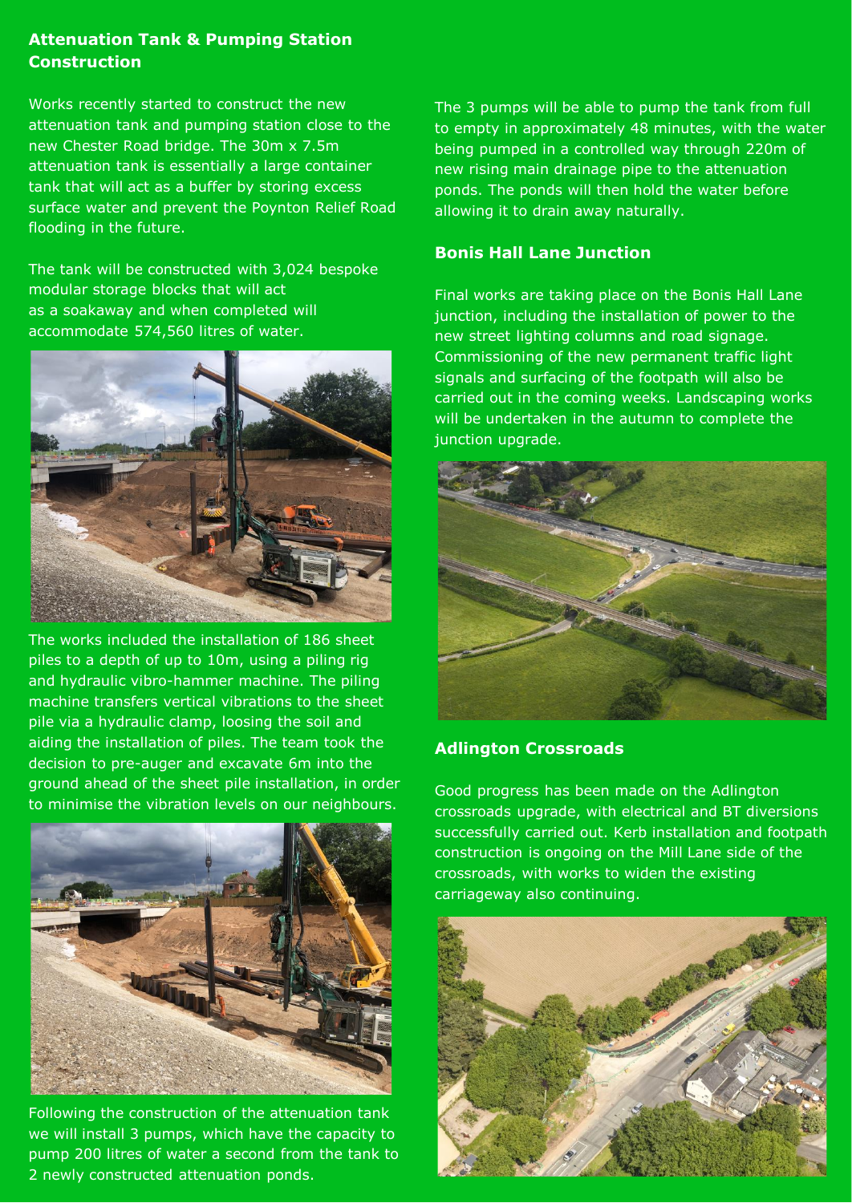## Attenuation Tank & Pumping Station Construction

Works recently started to construct the new attenuation tank and pumping station close to the new Chester Road bridge. The 30m x 7.5m attenuation tank is essentially a large container tank that will act as a buffer by storing excess surface water and prevent the Poynton Relief Road flooding in the future.

The tank will be constructed with 3,024 bespoke modular storage blocks that will act as a soakaway and when completed will accommodate 574,560 litres of water.

The works included the installation of 186 sheet piles to a depth of up to 10m, using a piling rig and hydraulic vibro-hammer machine. The piling machine transfers vertical vibrations to the sheet pile via a hydraulic clamp, loosing the soil and aiding the installation of piles. The team took the decision to pre-auger and excavate 6m into the ground ahead of the sheet pile installation, in order to minimise the vibration levels on our neighbours.

Following the construction of the attenuation tank we will install 3 pumps, which have the capacity to pump 200 litres of water a second from the tank to 2 newly constructed attenuation ponds.

The 3 pumps will be able to pump the tank from full to empty in approximately 48 minutes, with the water being pumped in a controlled way through 220m of new rising main drainage pipe to the attenuation ponds. The ponds will then hold the water before allowing it to drain away naturally.

## Bonis Hall Lane Junction

Final works are taking place on the Bonis Hall Lane junction, including the installation of power to the new street lighting columns and road signage. Commissioning of the new permanent traffic light signals and surfacing of the footpath will also be carried out in the coming weeks. Landscaping works will be undertaken in the autumn to complete the junction upgrade.

## Adlington Crossroads

Good progress has been made on the Adlington crossroads upgrade, with electrical and BT diversions successfully carried out. Kerb installation and footpath construction is ongoing on the Mill Lane side of the crossroads, with works to widen the existing carriageway also continuing.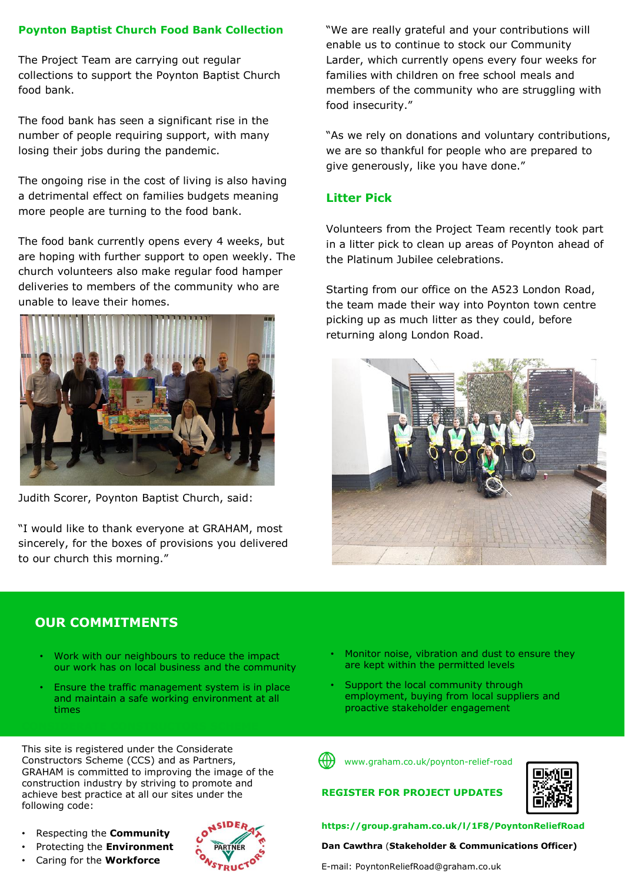## Poynton Baptist Church Food Bank Collection

The Project Team are carrying out regular collections to support the Poynton Baptist Church food bank.

The food bank has seen a significant rise in the number of people requiring support, with many losing their jobs during the pandemic.

The ongoing rise in the cost of living is also having a detrimental effect on families budgets meaning more people are turning to the food bank.

The food bank currently opens every 4 weeks, but are hoping with further support to open weekly. The church volunteers also make regular food hamper deliveries to members of the community who are unable to leave their homes.

Judith Scorer, Poynton Baptist Church, said:

"I would like to thank everyone at GRAHAM, most sincerely, for the boxes of provisions you delivered to our church this morning."

"We are really grateful and your contributions will enable us to continue to stock our Community Larder, which currently opens every four weeks for families with children on free school meals and members of the community who are struggling with food insecurity."

"As we rely on donations and voluntary contributions, we are so thankful for people who are prepared to give generously, like you have done."

## Litter Pick

Volunteers from the Project Team recently took part in a litter pick to clean up areas of Poynton ahead of the Platinum Jubilee celebrations.

Starting from our office on the A523 London Road, the team made their way into Poynton town centre picking up as much litter as they could, before returning along London Road.

## OUR COMMITMENTS

- Work with our neighbours to reduce the impact our work has on local business and the community
- Ensure the traffic management system is in place and maintain a safe working environment at all times
- Monitor noise, vibration and dust to ensure they are kept within the permitted levels
- Support the local community through employment, buying from local suppliers and proactive stakeholder engagement

This site is registered under the Considerate Constructors Scheme (CCS) and as Partners, GRAHAM is committed to improving the image of the construction industry by striving to promote and achieve best practice at all our sites under the following code:

- Respecting the **Community**
- Protecting the **Environment**
- Caring for the **Workforce**

Considerate Constructors PARTNER

www.graham.co.uk/poynton-relief-road

**REGISTER FOR PROJECT UPDATES**

**https://group.graham.co.uk/l/1F8/PoyntonReliefRoad**

**Dan Cawthra** (**Stakeholder & Communications Officer)**

E-mail: PoyntonReliefRoad@graham.co.uk